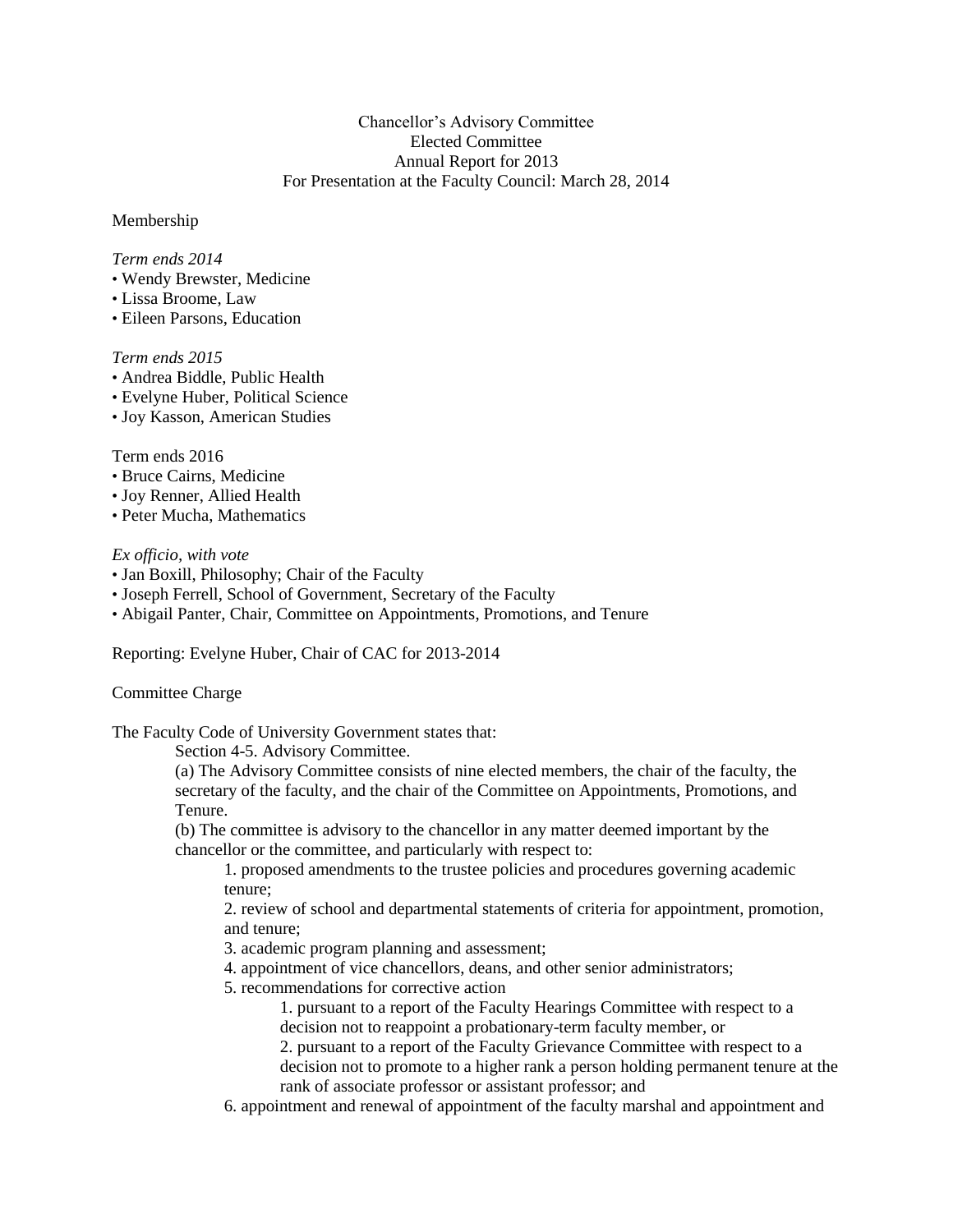Chancellor's Advisory Committee
Elected Committee
Annual Report for 2013
For Presentation at the Faculty Council: March 28, 2014

Membership

*Term ends 2014*
- Wendy Brewster, Medicine
- Lissa Broome, Law
- Eileen Parsons, Education

*Term ends 2015*
- Andrea Biddle, Public Health
- Evelyne Huber, Political Science
- Joy Kasson, American Studies

Term ends 2016
- Bruce Cairns, Medicine
- Joy Renner, Allied Health
- Peter Mucha, Mathematics

*Ex officio, with vote*
- Jan Boxill, Philosophy; Chair of the Faculty
- Joseph Ferrell, School of Government, Secretary of the Faculty
- Abigail Panter, Chair, Committee on Appointments, Promotions, and Tenure

Reporting: Evelyne Huber, Chair of CAC for 2013-2014

Committee Charge

The Faculty Code of University Government states that:

> Section 4-5. Advisory Committee.
>
> (a) The Advisory Committee consists of nine elected members, the chair of the faculty, the secretary of the faculty, and the chair of the Committee on Appointments, Promotions, and Tenure.
>
> (b) The committee is advisory to the chancellor in any matter deemed important by the chancellor or the committee, and particularly with respect to:
>
> 1. proposed amendments to the trustee policies and procedures governing academic tenure;
> 2. review of school and departmental statements of criteria for appointment, promotion, and tenure;
> 3. academic program planning and assessment;
> 4. appointment of vice chancellors, deans, and other senior administrators;
> 5. recommendations for corrective action
>     1. pursuant to a report of the Faculty Hearings Committee with respect to a decision not to reappoint a probationary-term faculty member, or
>     2. pursuant to a report of the Faculty Grievance Committee with respect to a decision not to promote to a higher rank a person holding permanent tenure at the rank of associate professor or assistant professor; and
> 6. appointment and renewal of appointment of the faculty marshal and appointment and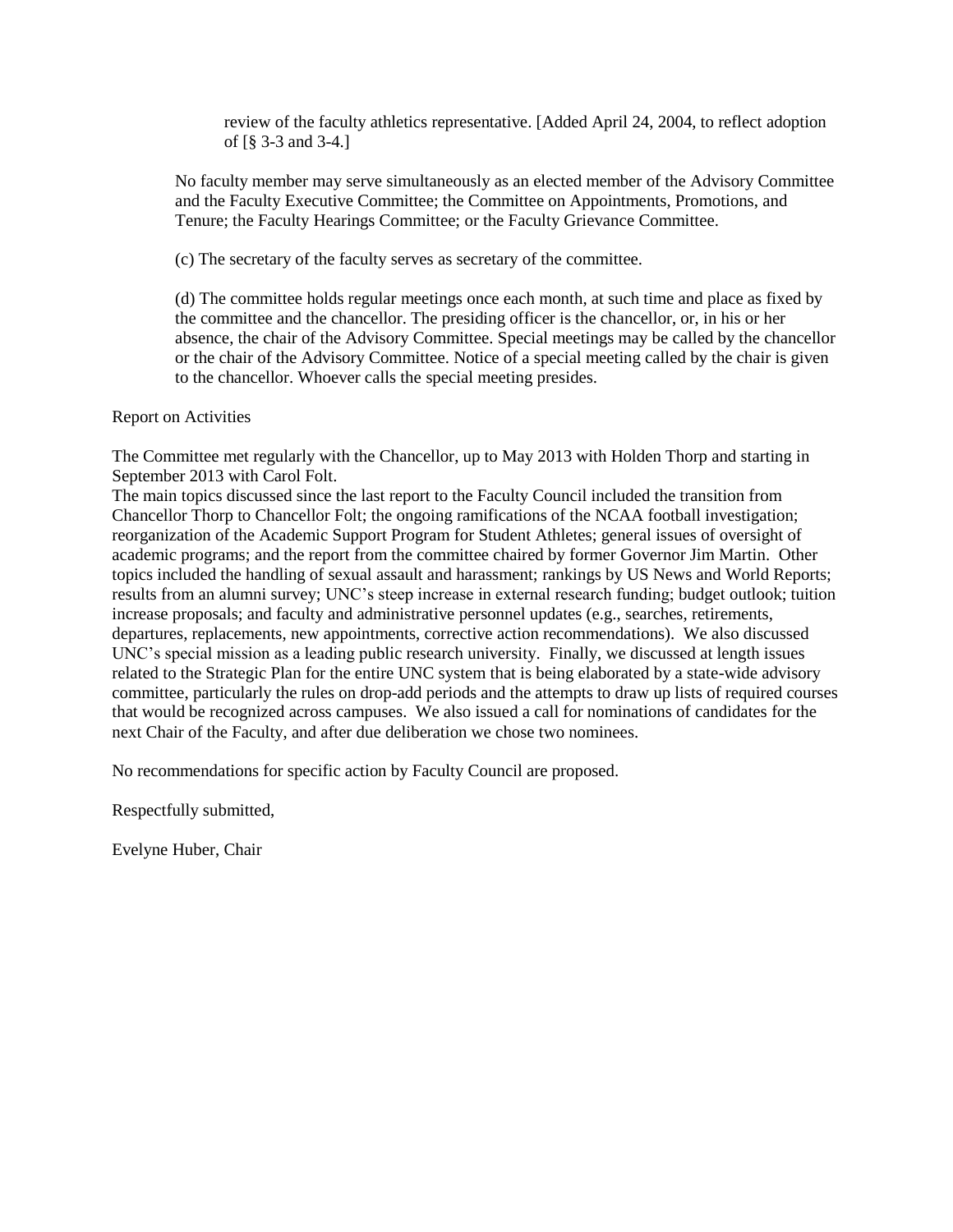review of the faculty athletics representative. [Added April 24, 2004, to reflect adoption of [§ 3-3 and 3-4.]

No faculty member may serve simultaneously as an elected member of the Advisory Committee and the Faculty Executive Committee; the Committee on Appointments, Promotions, and Tenure; the Faculty Hearings Committee; or the Faculty Grievance Committee.

(c) The secretary of the faculty serves as secretary of the committee.

(d) The committee holds regular meetings once each month, at such time and place as fixed by the committee and the chancellor. The presiding officer is the chancellor, or, in his or her absence, the chair of the Advisory Committee. Special meetings may be called by the chancellor or the chair of the Advisory Committee. Notice of a special meeting called by the chair is given to the chancellor. Whoever calls the special meeting presides.

Report on Activities

The Committee met regularly with the Chancellor, up to May 2013 with Holden Thorp and starting in September 2013 with Carol Folt.
The main topics discussed since the last report to the Faculty Council included the transition from Chancellor Thorp to Chancellor Folt; the ongoing ramifications of the NCAA football investigation; reorganization of the Academic Support Program for Student Athletes; general issues of oversight of academic programs; and the report from the committee chaired by former Governor Jim Martin. Other topics included the handling of sexual assault and harassment; rankings by US News and World Reports; results from an alumni survey; UNC's steep increase in external research funding; budget outlook; tuition increase proposals; and faculty and administrative personnel updates (e.g., searches, retirements, departures, replacements, new appointments, corrective action recommendations). We also discussed UNC's special mission as a leading public research university. Finally, we discussed at length issues related to the Strategic Plan for the entire UNC system that is being elaborated by a state-wide advisory committee, particularly the rules on drop-add periods and the attempts to draw up lists of required courses that would be recognized across campuses. We also issued a call for nominations of candidates for the next Chair of the Faculty, and after due deliberation we chose two nominees.

No recommendations for specific action by Faculty Council are proposed.

Respectfully submitted,

Evelyne Huber, Chair